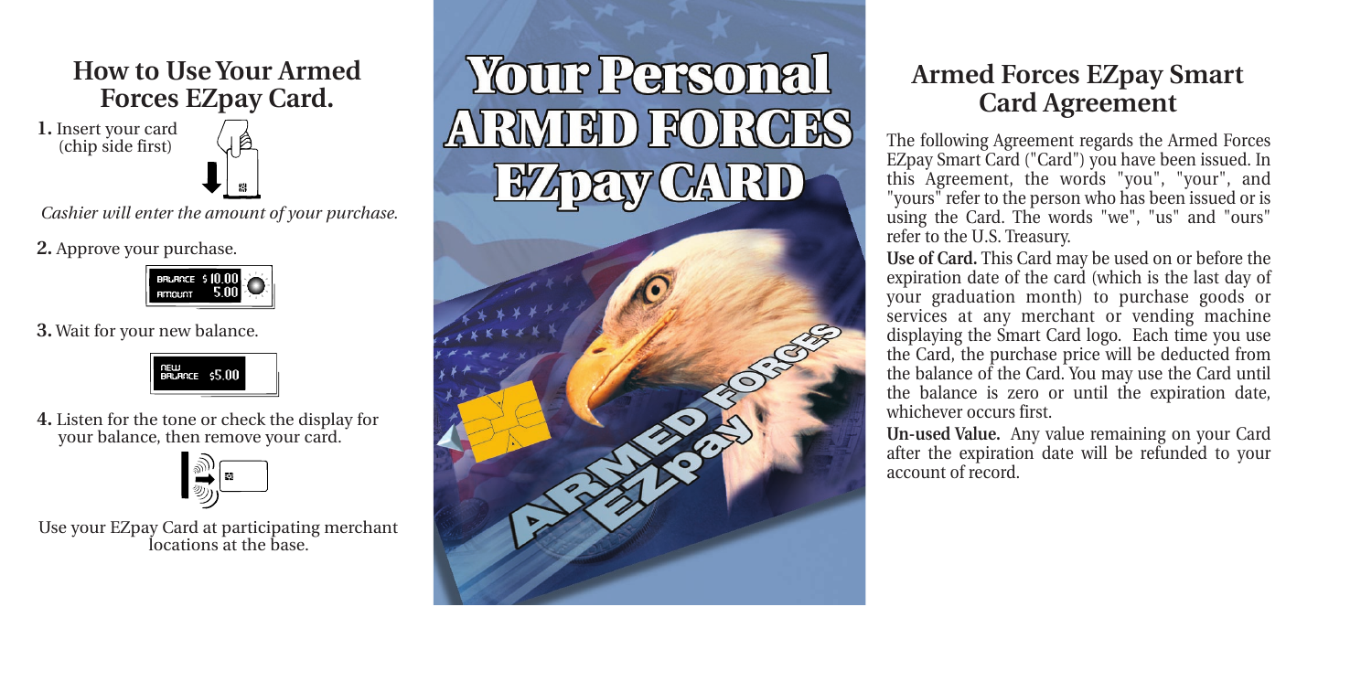## How to Use Your Armed Forces EZpay Card.

**1.** Insert your card (chip side first)

*Cashier will enter the amount of your purchase.*

**2.** Approve your purchase.

**3.** Wait for your new balance.

**4.** Listen for the tone or check the display for your balance, then remove your card.

Use your EZpay Card at participating merchant locations at the base.

# Your Personal ARMED FORCES EZpay CARD

## Armed Forces EZpay Smart Card Agreement

The following Agreement regards the Armed Forces EZpay Smart Card ("Card") you have been issued. In this Agreement, the words "you", "your", and "yours" refer to the person who has been issued or is using the Card. The words "we", "us" and "ours" refer to the U.S. Treasury.

**Use of Card.** This Card may be used on or before the expiration date of the card (which is the last day of your graduation month) to purchase goods or services at any merchant or vending machine displaying the Smart Card logo. Each time you use the Card, the purchase price will be deducted from the balance of the Card. You may use the Card until the balance is zero or until the expiration date, whichever occurs first.

**Un-used Value.** Any value remaining on your Card after the expiration date will be refunded to your account of record.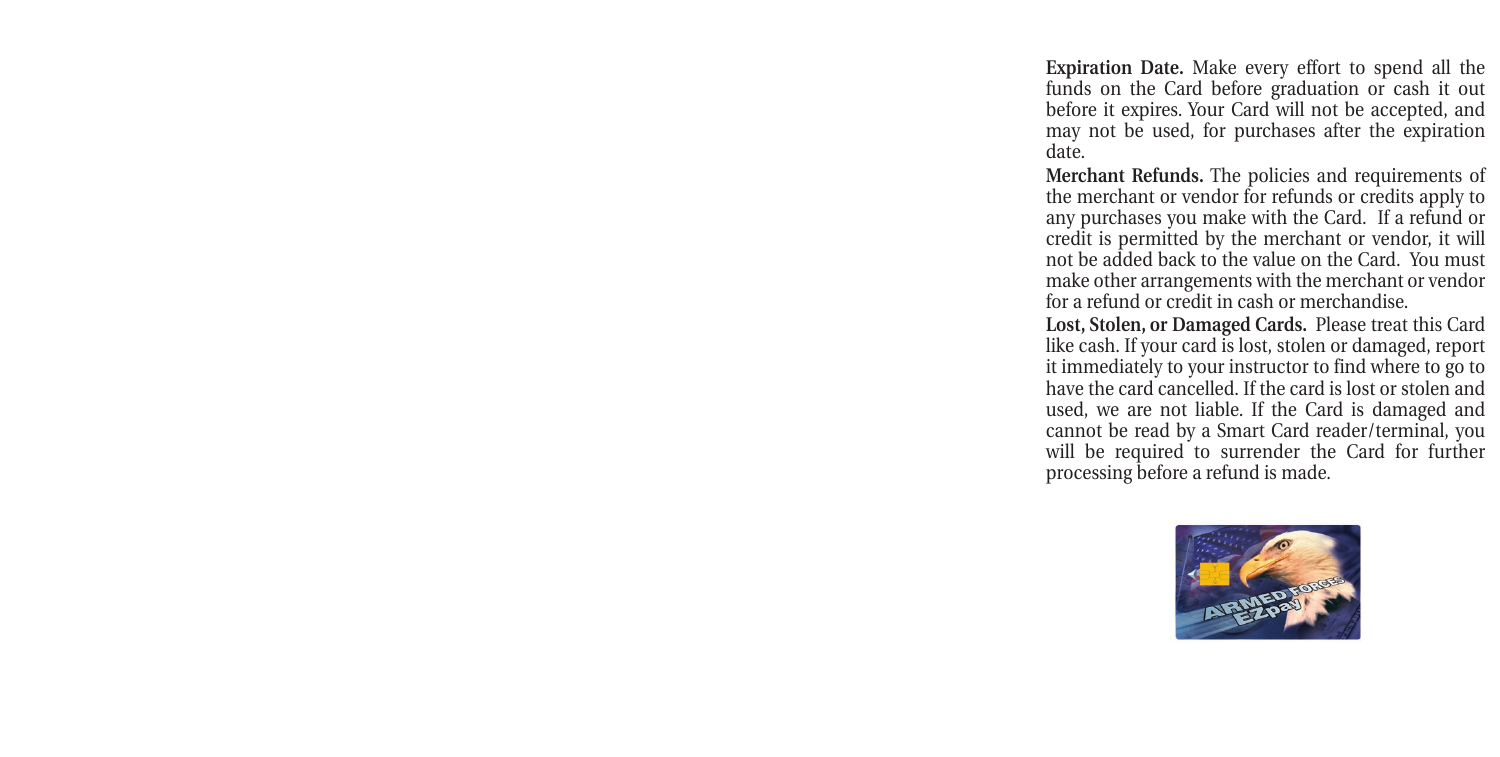**Expiration Date.** Make every effort to spend all the funds on the Card before graduation or cash it out before it expires. Your Card will not be accepted, and may not be used, for purchases after the expiration date.

**Merchant Refunds.** The policies and requirements of the merchant or vendor for refunds or credits apply to any purchases you make with the Card. If a refund or credit is permitted by the merchant or vendor, it will not be added back to the value on the Card. You must make other arrangements with the merchant or vendor for a refund or credit in cash or merchandise.

**Lost, Stolen, or Damaged Cards.** Please treat this Card like cash. If your card is lost, stolen or damaged, report it immediately to your instructor to find where to go to have the card cancelled. If the card is lost or stolen and used, we are not liable. If the Card is damaged and cannot be read by a Smart Card reader/terminal, you will be required to surrender the Card for further processing before a refund is made.